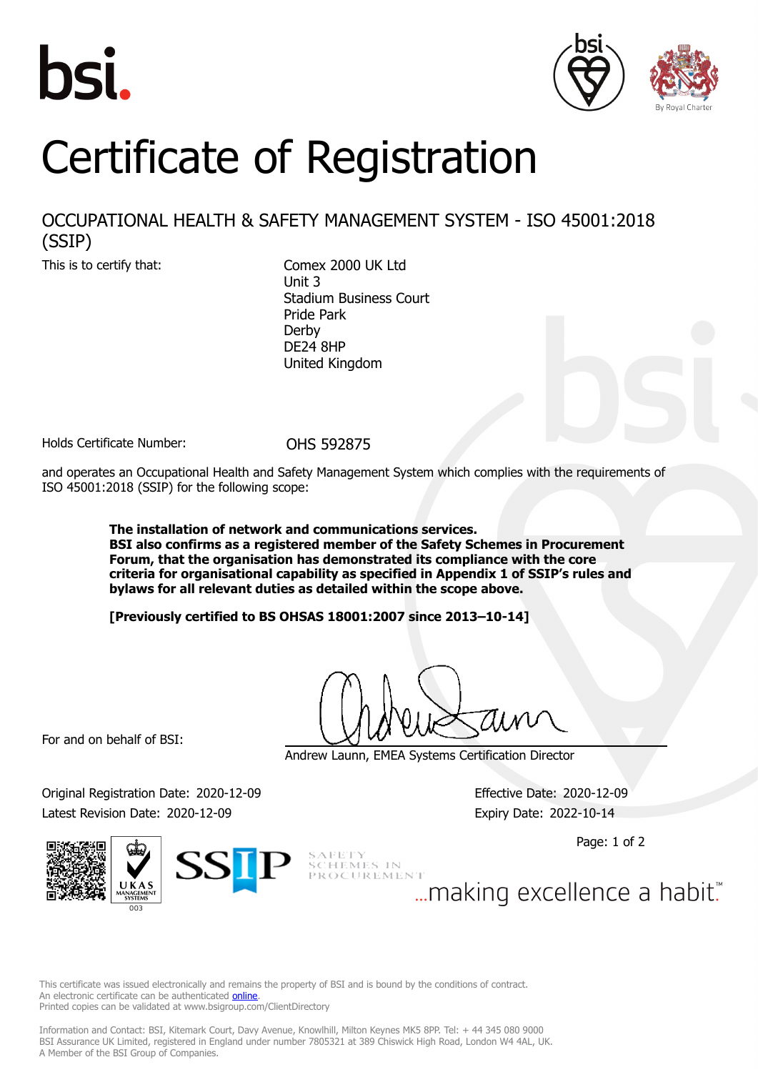# Certificate of Registration

## OCCUPATIONAL HEALTH & SAFETY MANAGEMENT SYSTEM - ISO 45001:2018 (SSIP)

This is to certify that:

Comex 2000 UK Ltd
Unit 3
Stadium Business Court
Pride Park
Derby
DE24 8HP
United Kingdom

Holds Certificate Number: OHS 592875

and operates an Occupational Health and Safety Management System which complies with the requirements of ISO 45001:2018 (SSIP) for the following scope:

**The installation of network and communications services.**
**BSI also confirms as a registered member of the Safety Schemes in Procurement Forum, that the organisation has demonstrated its compliance with the core criteria for organisational capability as specified in Appendix 1 of SSIP's rules and bylaws for all relevant duties as detailed within the scope above.**

**[Previously certified to BS OHSAS 18001:2007 since 2013–10-14]**

For and on behalf of BSI:

Andrew Launn, EMEA Systems Certification Director

Original Registration Date: 2020-12-09
Latest Revision Date: 2020-12-09

Effective Date: 2020-12-09
Expiry Date: 2022-10-14

...making excellence a habit.™

This certificate was issued electronically and remains the property of BSI and is bound by the conditions of contract.
An electronic certificate can be authenticated online.
Printed copies can be validated at www.bsigroup.com/ClientDirectory

Information and Contact: BSI, Kitemark Court, Davy Avenue, Knowlhill, Milton Keynes MK5 8PP. Tel: + 44 345 080 9000
BSI Assurance UK Limited, registered in England under number 7805321 at 389 Chiswick High Road, London W4 4AL, UK.
A Member of the BSI Group of Companies.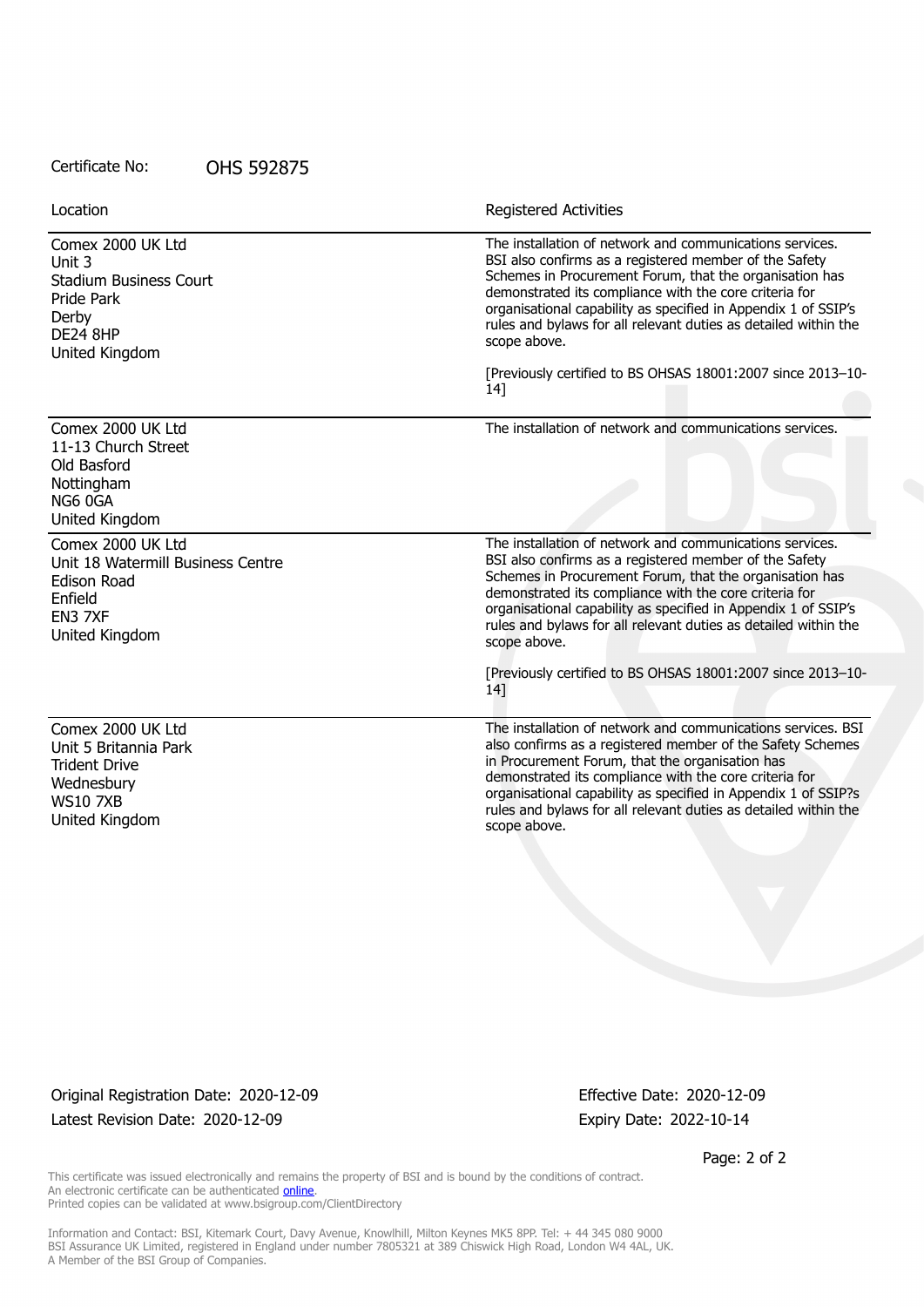Certificate No: OHS 592875

| Location | Registered Activities |
| --- | --- |
| Comex 2000 UK Ltd<br>Unit 3<br>Stadium Business Court<br>Pride Park<br>Derby<br>DE24 8HP<br>United Kingdom | The installation of network and communications services. BSI also confirms as a registered member of the Safety Schemes in Procurement Forum, that the organisation has demonstrated its compliance with the core criteria for organisational capability as specified in Appendix 1 of SSIP's rules and bylaws for all relevant duties as detailed within the scope above.<br><br>[Previously certified to BS OHSAS 18001:2007 since 2013–10-14] |
| Comex 2000 UK Ltd<br>11-13 Church Street<br>Old Basford<br>Nottingham<br>NG6 0GA<br>United Kingdom | The installation of network and communications services. |
| Comex 2000 UK Ltd<br>Unit 18 Watermill Business Centre<br>Edison Road<br>Enfield<br>EN3 7XF<br>United Kingdom | The installation of network and communications services. BSI also confirms as a registered member of the Safety Schemes in Procurement Forum, that the organisation has demonstrated its compliance with the core criteria for organisational capability as specified in Appendix 1 of SSIP's rules and bylaws for all relevant duties as detailed within the scope above.<br><br>[Previously certified to BS OHSAS 18001:2007 since 2013–10-14] |
| Comex 2000 UK Ltd<br>Unit 5 Britannia Park<br>Trident Drive<br>Wednesbury<br>WS10 7XB<br>United Kingdom | The installation of network and communications services. BSI also confirms as a registered member of the Safety Schemes in Procurement Forum, that the organisation has demonstrated its compliance with the core criteria for organisational capability as specified in Appendix 1 of SSIP?s rules and bylaws for all relevant duties as detailed within the scope above. |

Original Registration Date: 2020-12-09
Latest Revision Date: 2020-12-09

Effective Date: 2020-12-09
Expiry Date: 2022-10-14

This certificate was issued electronically and remains the property of BSI and is bound by the conditions of contract.
An electronic certificate can be authenticated online.
Printed copies can be validated at www.bsigroup.com/ClientDirectory

Information and Contact: BSI, Kitemark Court, Davy Avenue, Knowlhill, Milton Keynes MK5 8PP. Tel: + 44 345 080 9000
BSI Assurance UK Limited, registered in England under number 7805321 at 389 Chiswick High Road, London W4 4AL, UK.
A Member of the BSI Group of Companies.